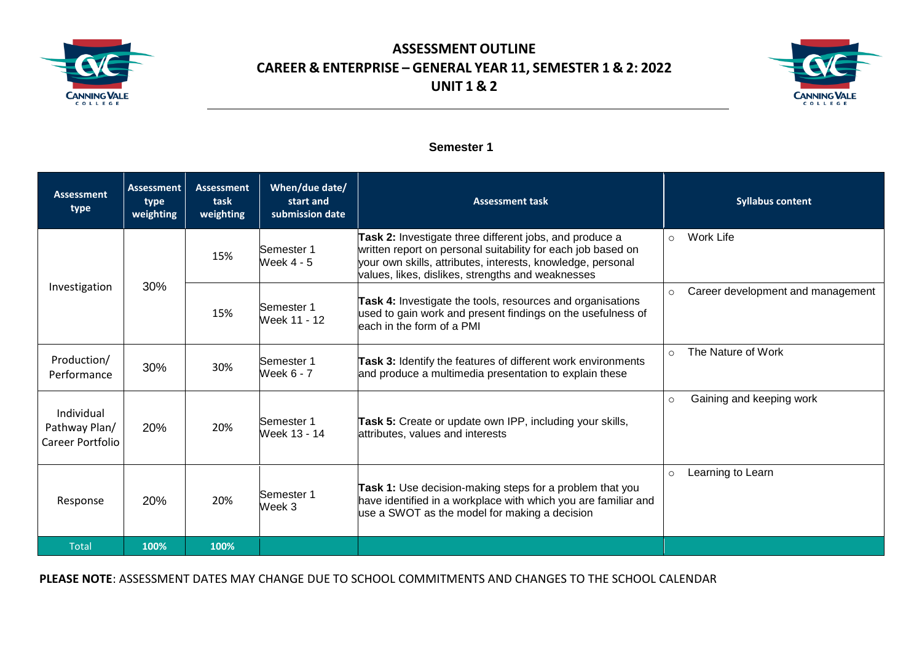# ASSESSMENT OUTLINE

# CAREER & ENTERPRISE – GENERAL YEAR 11, SEMESTER 1 & 2: 2022

# UNIT 1 & 2

## Semester 1

| Assessment type | Assessment type weighting | Assessment task weighting | When/due date/ start and submission date | Assessment task | Syllabus content |
|---|---|---|---|---|---|
| Investigation | 30% | 15% | Semester 1 Week 4 - 5 | **Task 2:** Investigate three different jobs, and produce a written report on personal suitability for each job based on your own skills, attributes, interests, knowledge, personal values, likes, dislikes, strengths and weaknesses | ○ Work Life |
| | | 15% | Semester 1 Week 11 - 12 | **Task 4:** Investigate the tools, resources and organisations used to gain work and present findings on the usefulness of each in the form of a PMI | ○ Career development and management |
| Production/ Performance | 30% | 30% | Semester 1 Week 6 - 7 | **Task 3:** Identify the features of different work environments and produce a multimedia presentation to explain these | ○ The Nature of Work |
| Individual Pathway Plan/ Career Portfolio | 20% | 20% | Semester 1 Week 13 - 14 | **Task 5:** Create or update own IPP, including your skills, attributes, values and interests | ○ Gaining and keeping work |
| Response | 20% | 20% | Semester 1 Week 3 | **Task 1:** Use decision-making steps for a problem that you have identified in a workplace with which you are familiar and use a SWOT as the model for making a decision | ○ Learning to Learn |
| Total | **100%** | **100%** | | | |

**PLEASE NOTE**: ASSESSMENT DATES MAY CHANGE DUE TO SCHOOL COMMITMENTS AND CHANGES TO THE SCHOOL CALENDAR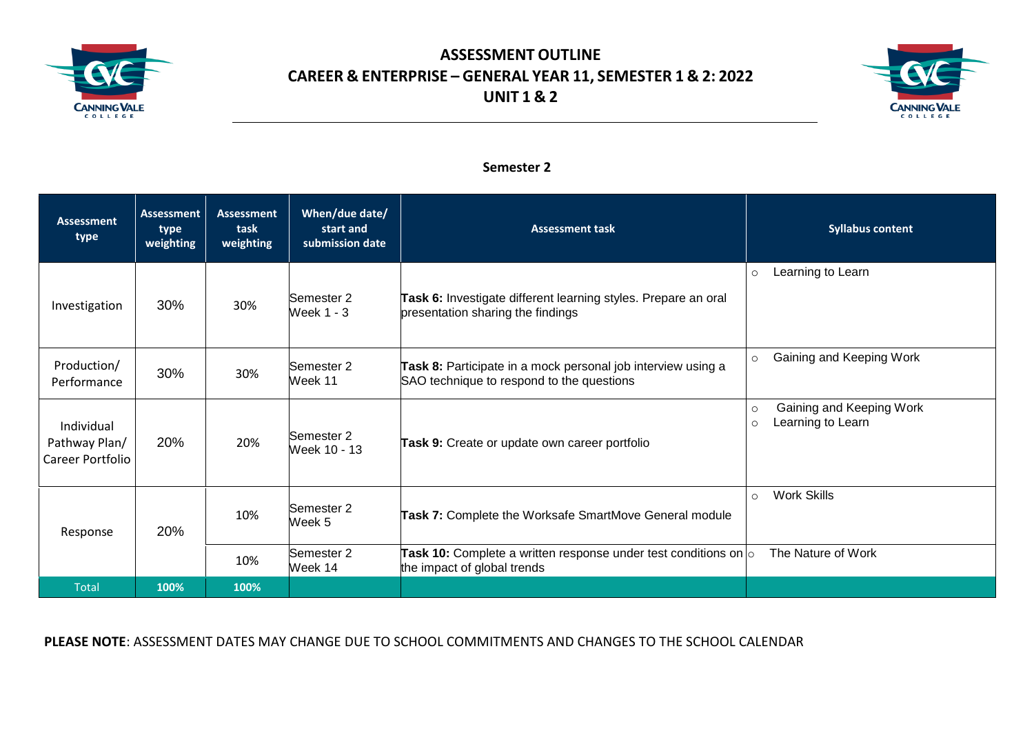# ASSESSMENT OUTLINE

## CAREER & ENTERPRISE – GENERAL YEAR 11, SEMESTER 1 & 2: 2022

## UNIT 1 & 2

### Semester 2

| Assessment type | Assessment type weighting | Assessment task weighting | When/due date/ start and submission date | Assessment task | Syllabus content |
|---|---|---|---|---|---|
| Investigation | 30% | 30% | Semester 2 Week 1 - 3 | **Task 6:** Investigate different learning styles. Prepare an oral presentation sharing the findings | ○ Learning to Learn |
| Production/ Performance | 30% | 30% | Semester 2 Week 11 | **Task 8:** Participate in a mock personal job interview using a SAO technique to respond to the questions | ○ Gaining and Keeping Work |
| Individual Pathway Plan/ Career Portfolio | 20% | 20% | Semester 2 Week 10 - 13 | **Task 9:** Create or update own career portfolio | ○ Gaining and Keeping Work<br>○ Learning to Learn |
| Response | 20% | 10% | Semester 2 Week 5 | **Task 7:** Complete the Worksafe SmartMove General module | ○ Work Skills |
| | | 10% | Semester 2 Week 14 | **Task 10:** Complete a written response under test conditions on the impact of global trends | ○ The Nature of Work |
| Total | **100%** | **100%** | | | |

**PLEASE NOTE**: ASSESSMENT DATES MAY CHANGE DUE TO SCHOOL COMMITMENTS AND CHANGES TO THE SCHOOL CALENDAR